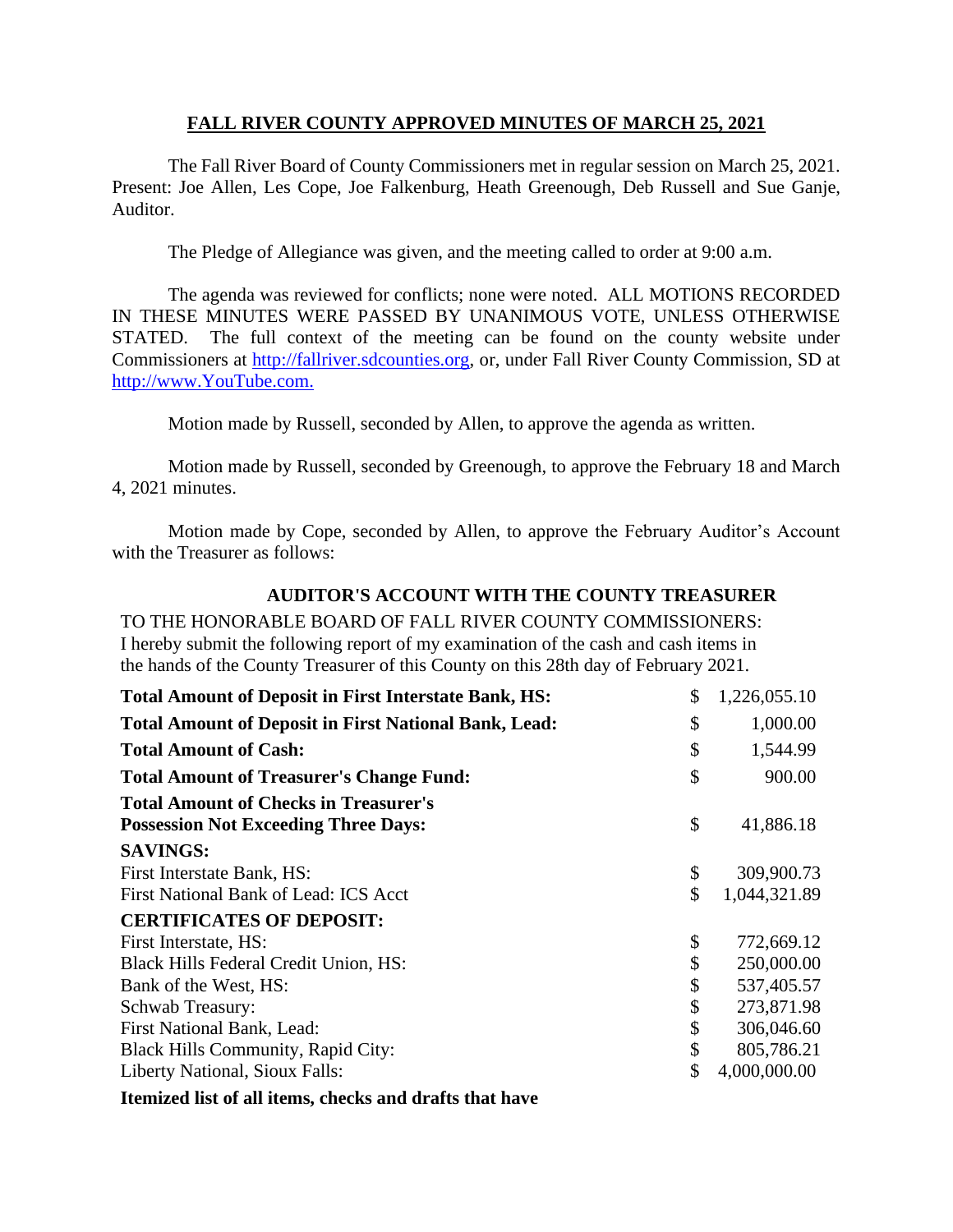# FALL RIVER COUNTY APPROVED MINUTES OF MARCH 25, 2021

The Fall River Board of County Commissioners met in regular session on March 25, 2021. Present: Joe Allen, Les Cope, Joe Falkenburg, Heath Greenough, Deb Russell and Sue Ganje, Auditor.

The Pledge of Allegiance was given, and the meeting called to order at 9:00 a.m.

The agenda was reviewed for conflicts; none were noted. ALL MOTIONS RECORDED IN THESE MINUTES WERE PASSED BY UNANIMOUS VOTE, UNLESS OTHERWISE STATED. The full context of the meeting can be found on the county website under Commissioners at http://fallriver.sdcounties.org, or, under Fall River County Commission, SD at http://www.YouTube.com.

Motion made by Russell, seconded by Allen, to approve the agenda as written.

Motion made by Russell, seconded by Greenough, to approve the February 18 and March 4, 2021 minutes.

Motion made by Cope, seconded by Allen, to approve the February Auditor's Account with the Treasurer as follows:

## AUDITOR'S ACCOUNT WITH THE COUNTY TREASURER

TO THE HONORABLE BOARD OF FALL RIVER COUNTY COMMISSIONERS:
I hereby submit the following report of my examination of the cash and cash items in the hands of the County Treasurer of this County on this 28th day of February 2021.

| | | |
|---|---|---|
| **Total Amount of Deposit in First Interstate Bank, HS:** | $ | 1,226,055.10 |
| **Total Amount of Deposit in First National Bank, Lead:** | $ | 1,000.00 |
| **Total Amount of Cash:** | $ | 1,544.99 |
| **Total Amount of Treasurer's Change Fund:** | $ | 900.00 |
| **Total Amount of Checks in Treasurer's Possession Not Exceeding Three Days:** | $ | 41,886.18 |
| **SAVINGS:** | | |
| First Interstate Bank, HS: | $ | 309,900.73 |
| First National Bank of Lead: ICS Acct | $ | 1,044,321.89 |
| **CERTIFICATES OF DEPOSIT:** | | |
| First Interstate, HS: | $ | 772,669.12 |
| Black Hills Federal Credit Union, HS: | $ | 250,000.00 |
| Bank of the West, HS: | $ | 537,405.57 |
| Schwab Treasury: | $ | 273,871.98 |
| First National Bank, Lead: | $ | 306,046.60 |
| Black Hills Community, Rapid City: | $ | 805,786.21 |
| Liberty National, Sioux Falls: | $ | 4,000,000.00 |

**Itemized list of all items, checks and drafts that have**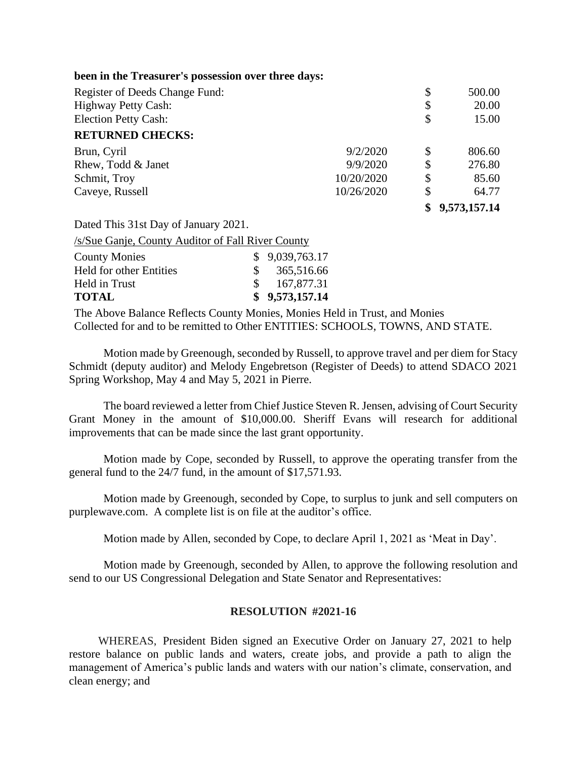**been in the Treasurer's possession over three days:**

| | | | |
|---|---|---|---|
| Register of Deeds Change Fund: | | $ | 500.00 |
| Highway Petty Cash: | | $ | 20.00 |
| Election Petty Cash: | | $ | 15.00 |
| **RETURNED CHECKS:** | | | |
| Brun, Cyril | 9/2/2020 | $ | 806.60 |
| Rhew, Todd & Janet | 9/9/2020 | $ | 276.80 |
| Schmit, Troy | 10/20/2020 | $ | 85.60 |
| Caveye, Russell | 10/26/2020 | $ | 64.77 |
| | | **$** | **9,573,157.14** |

Dated This 31st Day of January 2021.

/s/Sue Ganje, County Auditor of Fall River County

| | |
|---|---|
| County Monies | $ 9,039,763.17 |
| Held for other Entities | $ 365,516.66 |
| Held in Trust | $ 167,877.31 |
| **TOTAL** | **$ 9,573,157.14** |

The Above Balance Reflects County Monies, Monies Held in Trust, and Monies Collected for and to be remitted to Other ENTITIES: SCHOOLS, TOWNS, AND STATE.

Motion made by Greenough, seconded by Russell, to approve travel and per diem for Stacy Schmidt (deputy auditor) and Melody Engebretson (Register of Deeds) to attend SDACO 2021 Spring Workshop, May 4 and May 5, 2021 in Pierre.

The board reviewed a letter from Chief Justice Steven R. Jensen, advising of Court Security Grant Money in the amount of $10,000.00. Sheriff Evans will research for additional improvements that can be made since the last grant opportunity.

Motion made by Cope, seconded by Russell, to approve the operating transfer from the general fund to the 24/7 fund, in the amount of $17,571.93.

Motion made by Greenough, seconded by Cope, to surplus to junk and sell computers on purplewave.com. A complete list is on file at the auditor's office.

Motion made by Allen, seconded by Cope, to declare April 1, 2021 as 'Meat in Day'.

Motion made by Greenough, seconded by Allen, to approve the following resolution and send to our US Congressional Delegation and State Senator and Representatives:

**RESOLUTION #2021-16**

WHEREAS, President Biden signed an Executive Order on January 27, 2021 to help restore balance on public lands and waters, create jobs, and provide a path to align the management of America's public lands and waters with our nation's climate, conservation, and clean energy; and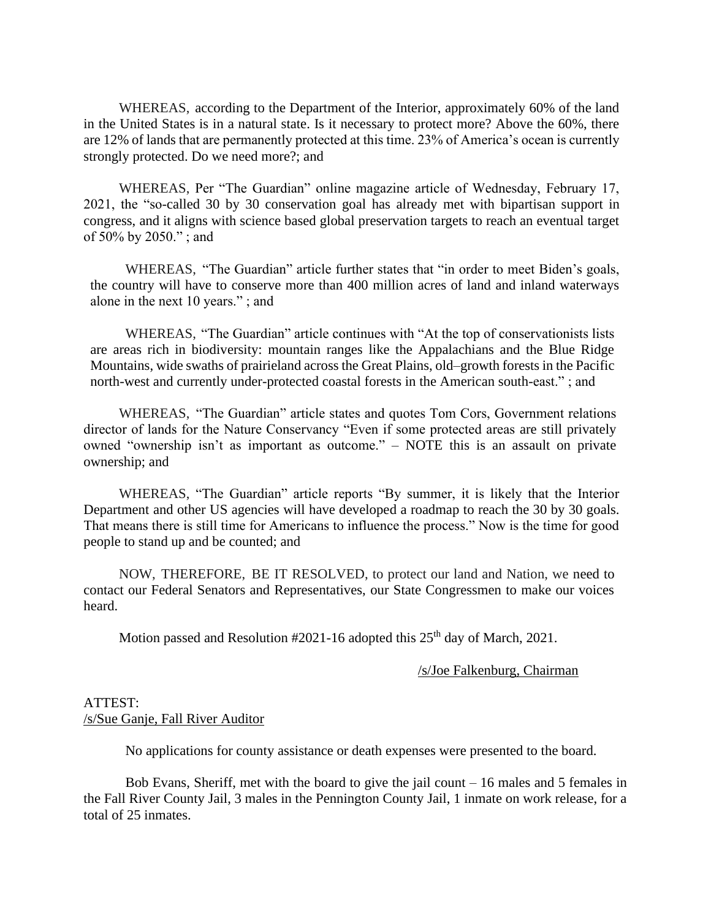WHEREAS, according to the Department of the Interior, approximately 60% of the land in the United States is in a natural state. Is it necessary to protect more? Above the 60%, there are 12% of lands that are permanently protected at this time. 23% of America's ocean is currently strongly protected. Do we need more?; and

WHEREAS, Per "The Guardian" online magazine article of Wednesday, February 17, 2021, the "so-called 30 by 30 conservation goal has already met with bipartisan support in congress, and it aligns with science based global preservation targets to reach an eventual target of 50% by 2050." ; and

WHEREAS, "The Guardian" article further states that "in order to meet Biden's goals, the country will have to conserve more than 400 million acres of land and inland waterways alone in the next 10 years." ; and

WHEREAS, "The Guardian" article continues with "At the top of conservationists lists are areas rich in biodiversity: mountain ranges like the Appalachians and the Blue Ridge Mountains, wide swaths of prairieland across the Great Plains, old–growth forests in the Pacific north-west and currently under-protected coastal forests in the American south-east." ; and

WHEREAS, "The Guardian" article states and quotes Tom Cors, Government relations director of lands for the Nature Conservancy "Even if some protected areas are still privately owned "ownership isn't as important as outcome." – NOTE this is an assault on private ownership; and

WHEREAS, "The Guardian" article reports "By summer, it is likely that the Interior Department and other US agencies will have developed a roadmap to reach the 30 by 30 goals. That means there is still time for Americans to influence the process." Now is the time for good people to stand up and be counted; and

NOW, THEREFORE, BE IT RESOLVED, to protect our land and Nation, we need to contact our Federal Senators and Representatives, our State Congressmen to make our voices heard.

Motion passed and Resolution #2021-16 adopted this 25th day of March, 2021.

/s/Joe Falkenburg, Chairman

ATTEST:
/s/Sue Ganje, Fall River Auditor

No applications for county assistance or death expenses were presented to the board.

Bob Evans, Sheriff, met with the board to give the jail count – 16 males and 5 females in the Fall River County Jail, 3 males in the Pennington County Jail, 1 inmate on work release, for a total of 25 inmates.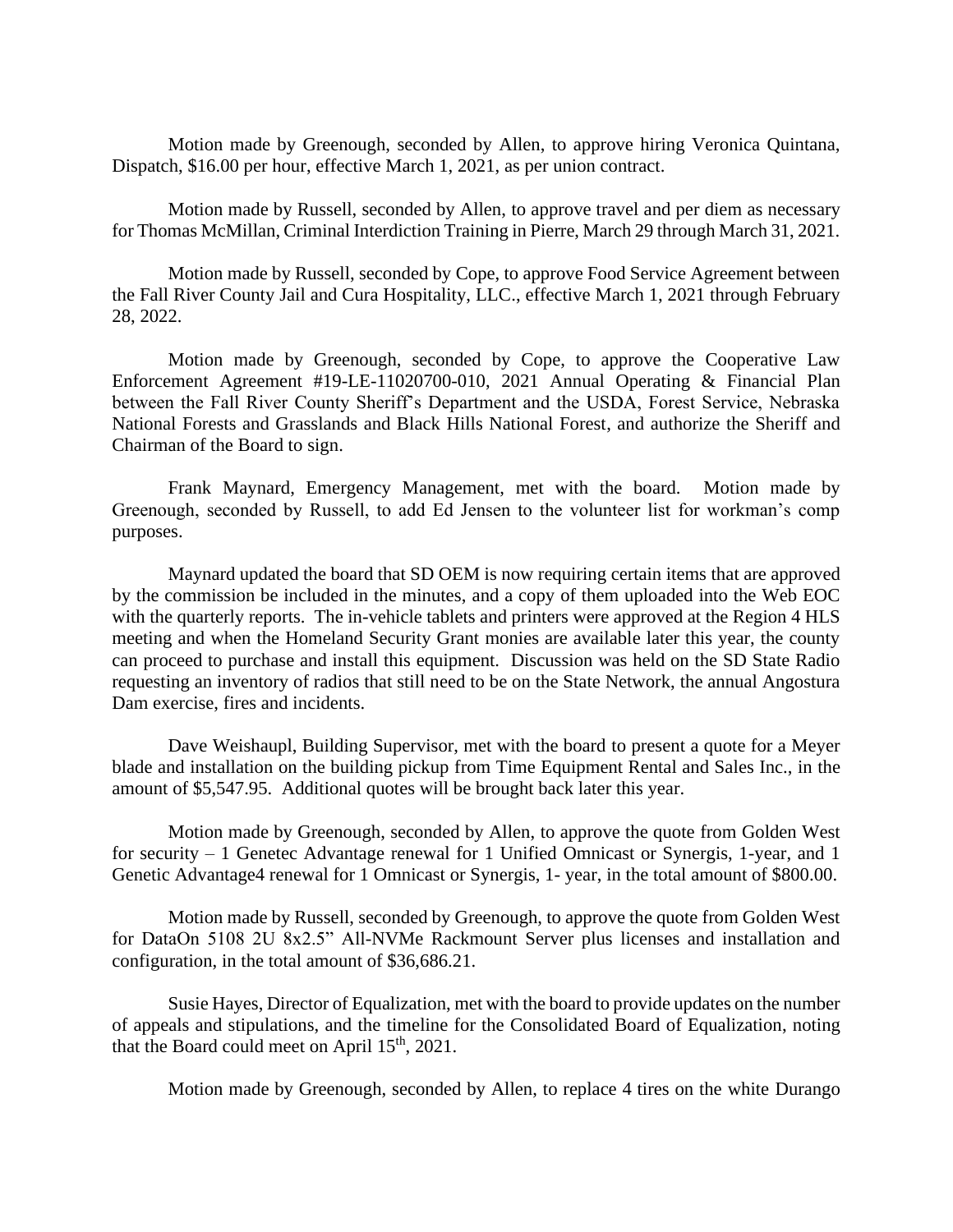Motion made by Greenough, seconded by Allen, to approve hiring Veronica Quintana, Dispatch, $16.00 per hour, effective March 1, 2021, as per union contract.

Motion made by Russell, seconded by Allen, to approve travel and per diem as necessary for Thomas McMillan, Criminal Interdiction Training in Pierre, March 29 through March 31, 2021.

Motion made by Russell, seconded by Cope, to approve Food Service Agreement between the Fall River County Jail and Cura Hospitality, LLC., effective March 1, 2021 through February 28, 2022.

Motion made by Greenough, seconded by Cope, to approve the Cooperative Law Enforcement Agreement #19-LE-11020700-010, 2021 Annual Operating & Financial Plan between the Fall River County Sheriff's Department and the USDA, Forest Service, Nebraska National Forests and Grasslands and Black Hills National Forest, and authorize the Sheriff and Chairman of the Board to sign.

Frank Maynard, Emergency Management, met with the board. Motion made by Greenough, seconded by Russell, to add Ed Jensen to the volunteer list for workman's comp purposes.

Maynard updated the board that SD OEM is now requiring certain items that are approved by the commission be included in the minutes, and a copy of them uploaded into the Web EOC with the quarterly reports. The in-vehicle tablets and printers were approved at the Region 4 HLS meeting and when the Homeland Security Grant monies are available later this year, the county can proceed to purchase and install this equipment. Discussion was held on the SD State Radio requesting an inventory of radios that still need to be on the State Network, the annual Angostura Dam exercise, fires and incidents.

Dave Weishaupl, Building Supervisor, met with the board to present a quote for a Meyer blade and installation on the building pickup from Time Equipment Rental and Sales Inc., in the amount of $5,547.95. Additional quotes will be brought back later this year.

Motion made by Greenough, seconded by Allen, to approve the quote from Golden West for security – 1 Genetec Advantage renewal for 1 Unified Omnicast or Synergis, 1-year, and 1 Genetic Advantage4 renewal for 1 Omnicast or Synergis, 1- year, in the total amount of $800.00.

Motion made by Russell, seconded by Greenough, to approve the quote from Golden West for DataOn 5108 2U 8x2.5" All-NVMe Rackmount Server plus licenses and installation and configuration, in the total amount of $36,686.21.

Susie Hayes, Director of Equalization, met with the board to provide updates on the number of appeals and stipulations, and the timeline for the Consolidated Board of Equalization, noting that the Board could meet on April 15th, 2021.

Motion made by Greenough, seconded by Allen, to replace 4 tires on the white Durango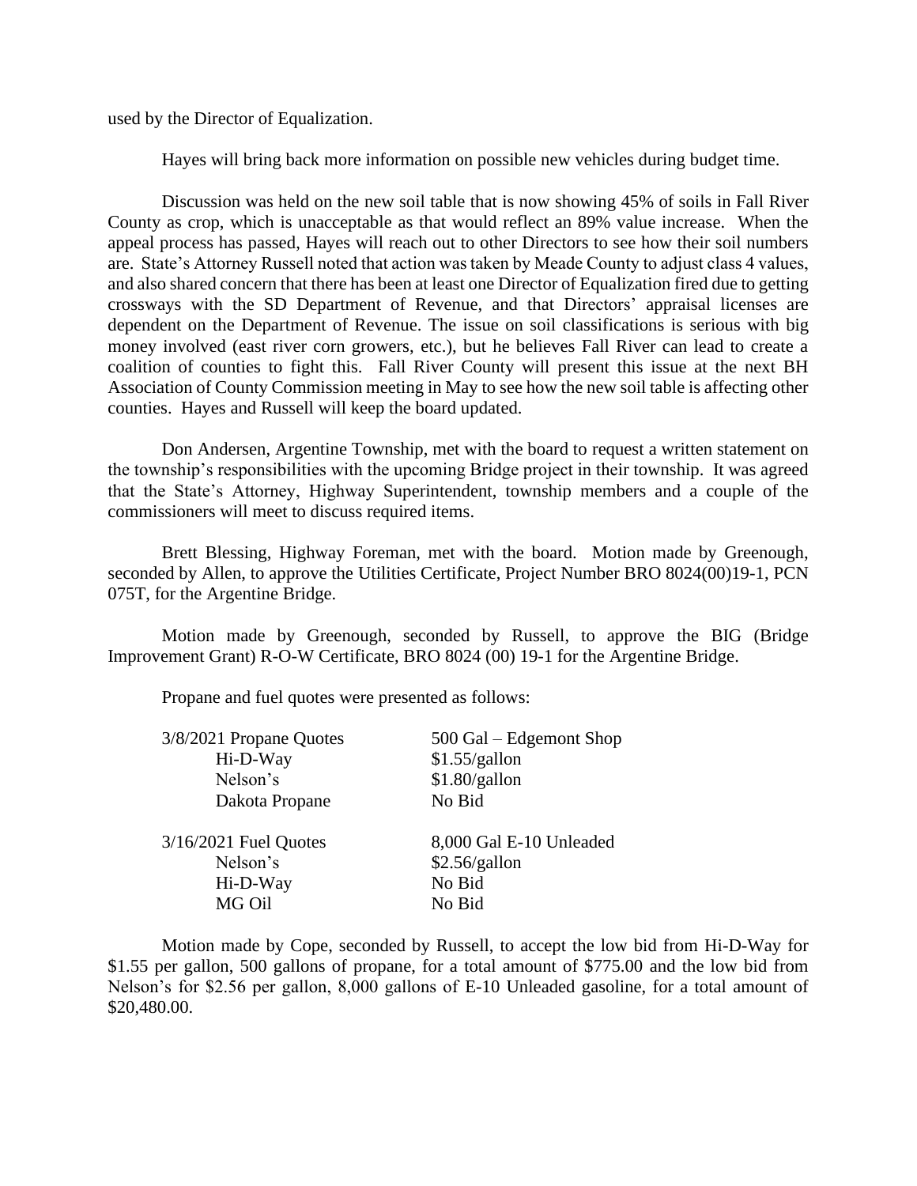used by the Director of Equalization.

Hayes will bring back more information on possible new vehicles during budget time.

Discussion was held on the new soil table that is now showing 45% of soils in Fall River County as crop, which is unacceptable as that would reflect an 89% value increase. When the appeal process has passed, Hayes will reach out to other Directors to see how their soil numbers are. State's Attorney Russell noted that action was taken by Meade County to adjust class 4 values, and also shared concern that there has been at least one Director of Equalization fired due to getting crossways with the SD Department of Revenue, and that Directors' appraisal licenses are dependent on the Department of Revenue. The issue on soil classifications is serious with big money involved (east river corn growers, etc.), but he believes Fall River can lead to create a coalition of counties to fight this. Fall River County will present this issue at the next BH Association of County Commission meeting in May to see how the new soil table is affecting other counties. Hayes and Russell will keep the board updated.

Don Andersen, Argentine Township, met with the board to request a written statement on the township's responsibilities with the upcoming Bridge project in their township. It was agreed that the State's Attorney, Highway Superintendent, township members and a couple of the commissioners will meet to discuss required items.

Brett Blessing, Highway Foreman, met with the board. Motion made by Greenough, seconded by Allen, to approve the Utilities Certificate, Project Number BRO 8024(00)19-1, PCN 075T, for the Argentine Bridge.

Motion made by Greenough, seconded by Russell, to approve the BIG (Bridge Improvement Grant) R-O-W Certificate, BRO 8024 (00) 19-1 for the Argentine Bridge.

Propane and fuel quotes were presented as follows:

| | |
|---|---|
| 3/8/2021 Propane Quotes | 500 Gal – Edgemont Shop |
| Hi-D-Way | $1.55/gallon |
| Nelson's | $1.80/gallon |
| Dakota Propane | No Bid |
| 3/16/2021 Fuel Quotes | 8,000 Gal E-10 Unleaded |
| Nelson's | $2.56/gallon |
| Hi-D-Way | No Bid |
| MG Oil | No Bid |

Motion made by Cope, seconded by Russell, to accept the low bid from Hi-D-Way for $1.55 per gallon, 500 gallons of propane, for a total amount of $775.00 and the low bid from Nelson's for $2.56 per gallon, 8,000 gallons of E-10 Unleaded gasoline, for a total amount of $20,480.00.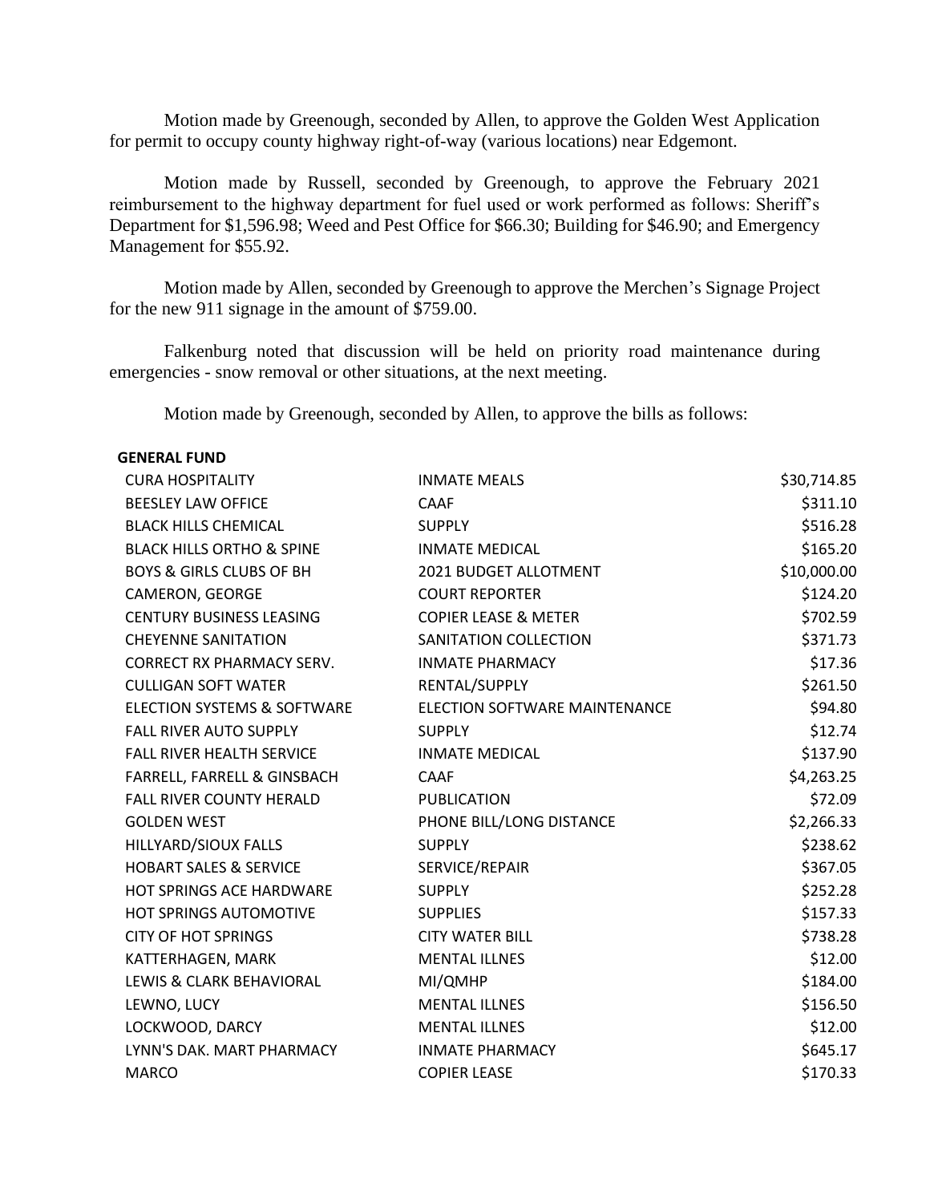Motion made by Greenough, seconded by Allen, to approve the Golden West Application for permit to occupy county highway right-of-way (various locations) near Edgemont.

Motion made by Russell, seconded by Greenough, to approve the February 2021 reimbursement to the highway department for fuel used or work performed as follows: Sheriff's Department for $1,596.98; Weed and Pest Office for $66.30; Building for $46.90; and Emergency Management for $55.92.

Motion made by Allen, seconded by Greenough to approve the Merchen's Signage Project for the new 911 signage in the amount of $759.00.

Falkenburg noted that discussion will be held on priority road maintenance during emergencies - snow removal or other situations, at the next meeting.

Motion made by Greenough, seconded by Allen, to approve the bills as follows:

| | | |
|---|---|---|
| **GENERAL FUND** | | |
| CURA HOSPITALITY | INMATE MEALS | $30,714.85 |
| BEESLEY LAW OFFICE | CAAF | $311.10 |
| BLACK HILLS CHEMICAL | SUPPLY | $516.28 |
| BLACK HILLS ORTHO & SPINE | INMATE MEDICAL | $165.20 |
| BOYS & GIRLS CLUBS OF BH | 2021 BUDGET ALLOTMENT | $10,000.00 |
| CAMERON, GEORGE | COURT REPORTER | $124.20 |
| CENTURY BUSINESS LEASING | COPIER LEASE & METER | $702.59 |
| CHEYENNE SANITATION | SANITATION COLLECTION | $371.73 |
| CORRECT RX PHARMACY SERV. | INMATE PHARMACY | $17.36 |
| CULLIGAN SOFT WATER | RENTAL/SUPPLY | $261.50 |
| ELECTION SYSTEMS & SOFTWARE | ELECTION SOFTWARE MAINTENANCE | $94.80 |
| FALL RIVER AUTO SUPPLY | SUPPLY | $12.74 |
| FALL RIVER HEALTH SERVICE | INMATE MEDICAL | $137.90 |
| FARRELL, FARRELL & GINSBACH | CAAF | $4,263.25 |
| FALL RIVER COUNTY HERALD | PUBLICATION | $72.09 |
| GOLDEN WEST | PHONE BILL/LONG DISTANCE | $2,266.33 |
| HILLYARD/SIOUX FALLS | SUPPLY | $238.62 |
| HOBART SALES & SERVICE | SERVICE/REPAIR | $367.05 |
| HOT SPRINGS ACE HARDWARE | SUPPLY | $252.28 |
| HOT SPRINGS AUTOMOTIVE | SUPPLIES | $157.33 |
| CITY OF HOT SPRINGS | CITY WATER BILL | $738.28 |
| KATTERHAGEN, MARK | MENTAL ILLNES | $12.00 |
| LEWIS & CLARK BEHAVIORAL | MI/QMHP | $184.00 |
| LEWNO, LUCY | MENTAL ILLNES | $156.50 |
| LOCKWOOD, DARCY | MENTAL ILLNES | $12.00 |
| LYNN'S DAK. MART PHARMACY | INMATE PHARMACY | $645.17 |
| MARCO | COPIER LEASE | $170.33 |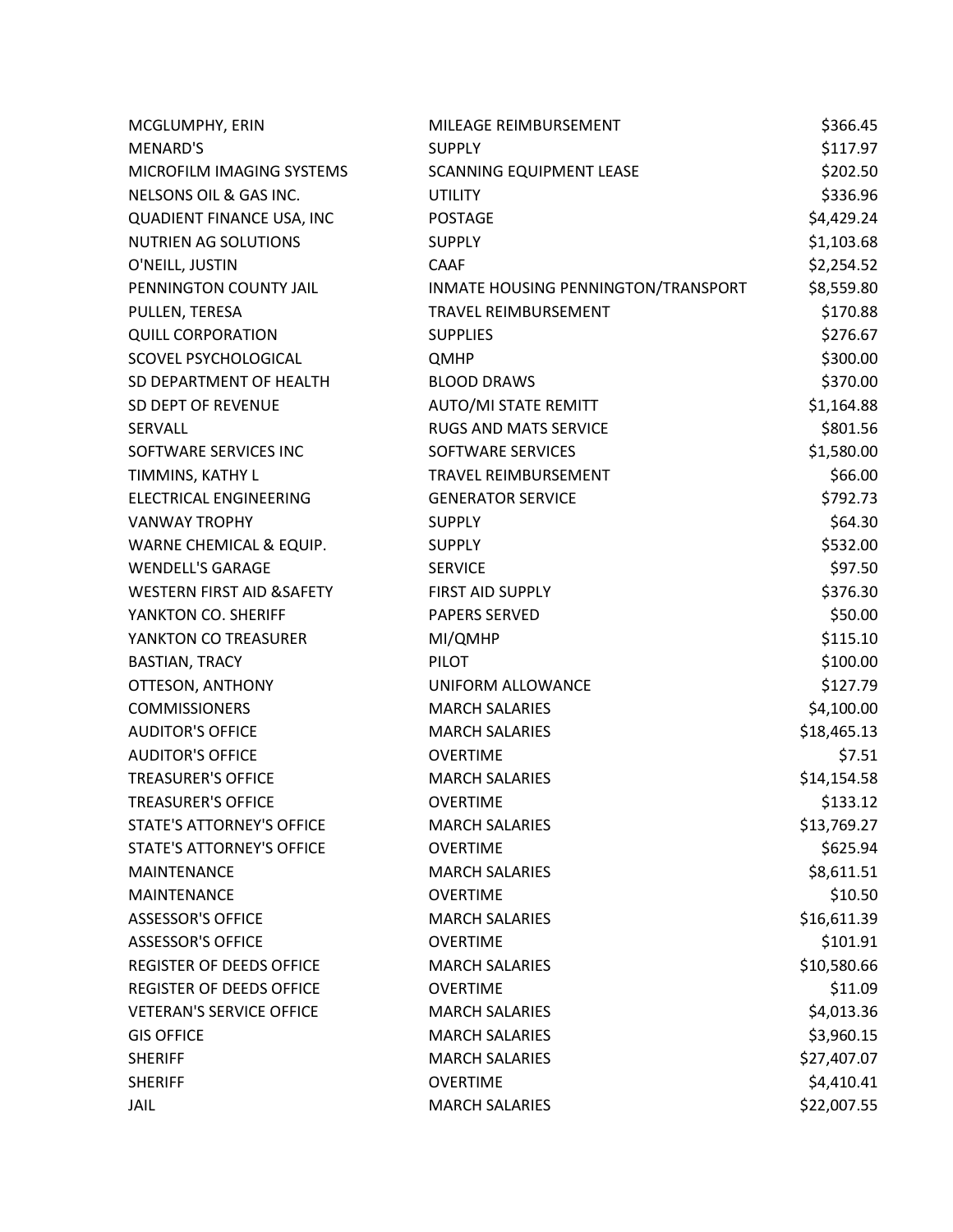| | | |
|---|---|---|
| MCGLUMPHY, ERIN | MILEAGE REIMBURSEMENT | $366.45 |
| MENARD'S | SUPPLY | $117.97 |
| MICROFILM IMAGING SYSTEMS | SCANNING EQUIPMENT LEASE | $202.50 |
| NELSONS OIL & GAS INC. | UTILITY | $336.96 |
| QUADIENT FINANCE USA, INC | POSTAGE | $4,429.24 |
| NUTRIEN AG SOLUTIONS | SUPPLY | $1,103.68 |
| O'NEILL, JUSTIN | CAAF | $2,254.52 |
| PENNINGTON COUNTY JAIL | INMATE HOUSING PENNINGTON/TRANSPORT | $8,559.80 |
| PULLEN, TERESA | TRAVEL REIMBURSEMENT | $170.88 |
| QUILL CORPORATION | SUPPLIES | $276.67 |
| SCOVEL PSYCHOLOGICAL | QMHP | $300.00 |
| SD DEPARTMENT OF HEALTH | BLOOD DRAWS | $370.00 |
| SD DEPT OF REVENUE | AUTO/MI STATE REMITT | $1,164.88 |
| SERVALL | RUGS AND MATS SERVICE | $801.56 |
| SOFTWARE SERVICES INC | SOFTWARE SERVICES | $1,580.00 |
| TIMMINS, KATHY L | TRAVEL REIMBURSEMENT | $66.00 |
| ELECTRICAL ENGINEERING | GENERATOR SERVICE | $792.73 |
| VANWAY TROPHY | SUPPLY | $64.30 |
| WARNE CHEMICAL & EQUIP. | SUPPLY | $532.00 |
| WENDELL'S GARAGE | SERVICE | $97.50 |
| WESTERN FIRST AID &SAFETY | FIRST AID SUPPLY | $376.30 |
| YANKTON CO. SHERIFF | PAPERS SERVED | $50.00 |
| YANKTON CO TREASURER | MI/QMHP | $115.10 |
| BASTIAN, TRACY | PILOT | $100.00 |
| OTTESON, ANTHONY | UNIFORM ALLOWANCE | $127.79 |
| COMMISSIONERS | MARCH SALARIES | $4,100.00 |
| AUDITOR'S OFFICE | MARCH SALARIES | $18,465.13 |
| AUDITOR'S OFFICE | OVERTIME | $7.51 |
| TREASURER'S OFFICE | MARCH SALARIES | $14,154.58 |
| TREASURER'S OFFICE | OVERTIME | $133.12 |
| STATE'S ATTORNEY'S OFFICE | MARCH SALARIES | $13,769.27 |
| STATE'S ATTORNEY'S OFFICE | OVERTIME | $625.94 |
| MAINTENANCE | MARCH SALARIES | $8,611.51 |
| MAINTENANCE | OVERTIME | $10.50 |
| ASSESSOR'S OFFICE | MARCH SALARIES | $16,611.39 |
| ASSESSOR'S OFFICE | OVERTIME | $101.91 |
| REGISTER OF DEEDS OFFICE | MARCH SALARIES | $10,580.66 |
| REGISTER OF DEEDS OFFICE | OVERTIME | $11.09 |
| VETERAN'S SERVICE OFFICE | MARCH SALARIES | $4,013.36 |
| GIS OFFICE | MARCH SALARIES | $3,960.15 |
| SHERIFF | MARCH SALARIES | $27,407.07 |
| SHERIFF | OVERTIME | $4,410.41 |
| JAIL | MARCH SALARIES | $22,007.55 |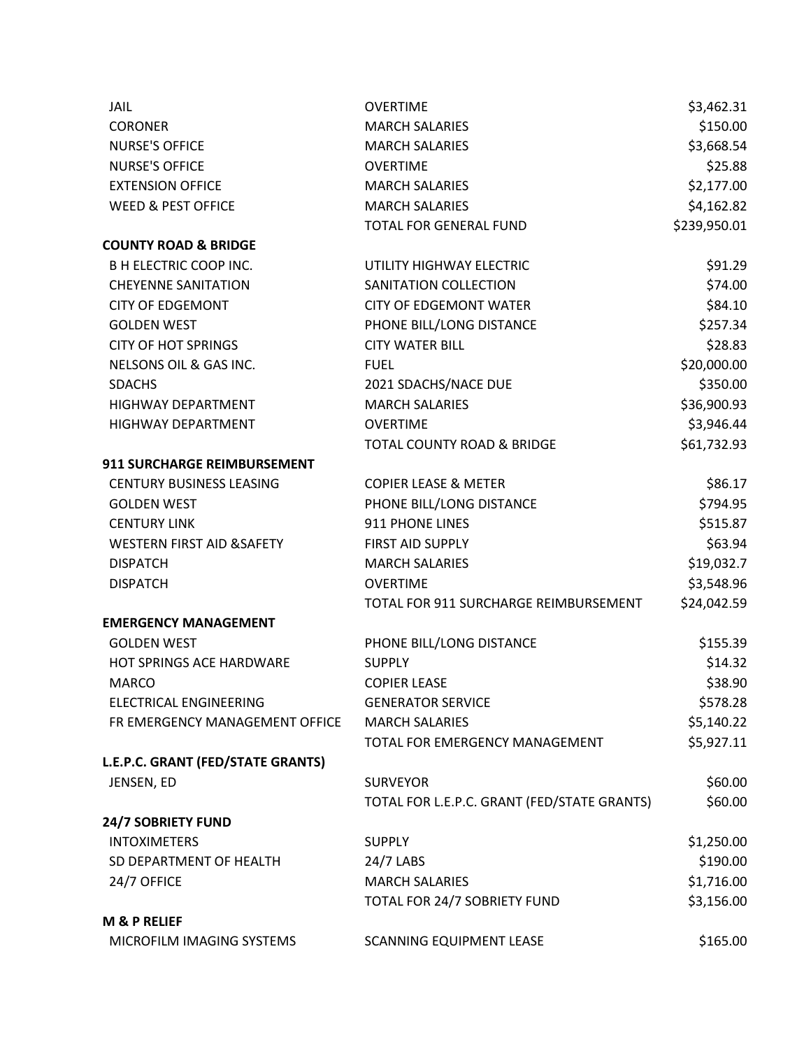| | | |
|---|---|---|
| JAIL | OVERTIME | $3,462.31 |
| CORONER | MARCH SALARIES | $150.00 |
| NURSE'S OFFICE | MARCH SALARIES | $3,668.54 |
| NURSE'S OFFICE | OVERTIME | $25.88 |
| EXTENSION OFFICE | MARCH SALARIES | $2,177.00 |
| WEED & PEST OFFICE | MARCH SALARIES | $4,162.82 |
| | TOTAL FOR GENERAL FUND | $239,950.01 |
| **COUNTY ROAD & BRIDGE** | | |
| B H ELECTRIC COOP INC. | UTILITY HIGHWAY ELECTRIC | $91.29 |
| CHEYENNE SANITATION | SANITATION COLLECTION | $74.00 |
| CITY OF EDGEMONT | CITY OF EDGEMONT WATER | $84.10 |
| GOLDEN WEST | PHONE BILL/LONG DISTANCE | $257.34 |
| CITY OF HOT SPRINGS | CITY WATER BILL | $28.83 |
| NELSONS OIL & GAS INC. | FUEL | $20,000.00 |
| SDACHS | 2021 SDACHS/NACE DUE | $350.00 |
| HIGHWAY DEPARTMENT | MARCH SALARIES | $36,900.93 |
| HIGHWAY DEPARTMENT | OVERTIME | $3,946.44 |
| | TOTAL COUNTY ROAD & BRIDGE | $61,732.93 |
| **911 SURCHARGE REIMBURSEMENT** | | |
| CENTURY BUSINESS LEASING | COPIER LEASE & METER | $86.17 |
| GOLDEN WEST | PHONE BILL/LONG DISTANCE | $794.95 |
| CENTURY LINK | 911 PHONE LINES | $515.87 |
| WESTERN FIRST AID &SAFETY | FIRST AID SUPPLY | $63.94 |
| DISPATCH | MARCH SALARIES | $19,032.7 |
| DISPATCH | OVERTIME | $3,548.96 |
| | TOTAL FOR 911 SURCHARGE REIMBURSEMENT | $24,042.59 |
| **EMERGENCY MANAGEMENT** | | |
| GOLDEN WEST | PHONE BILL/LONG DISTANCE | $155.39 |
| HOT SPRINGS ACE HARDWARE | SUPPLY | $14.32 |
| MARCO | COPIER LEASE | $38.90 |
| ELECTRICAL ENGINEERING | GENERATOR SERVICE | $578.28 |
| FR EMERGENCY MANAGEMENT OFFICE | MARCH SALARIES | $5,140.22 |
| | TOTAL FOR EMERGENCY MANAGEMENT | $5,927.11 |
| **L.E.P.C. GRANT (FED/STATE GRANTS)** | | |
| JENSEN, ED | SURVEYOR | $60.00 |
| | TOTAL FOR L.E.P.C. GRANT (FED/STATE GRANTS) | $60.00 |
| **24/7 SOBRIETY FUND** | | |
| INTOXIMETERS | SUPPLY | $1,250.00 |
| SD DEPARTMENT OF HEALTH | 24/7 LABS | $190.00 |
| 24/7 OFFICE | MARCH SALARIES | $1,716.00 |
| | TOTAL FOR 24/7 SOBRIETY FUND | $3,156.00 |
| **M & P RELIEF** | | |
| MICROFILM IMAGING SYSTEMS | SCANNING EQUIPMENT LEASE | $165.00 |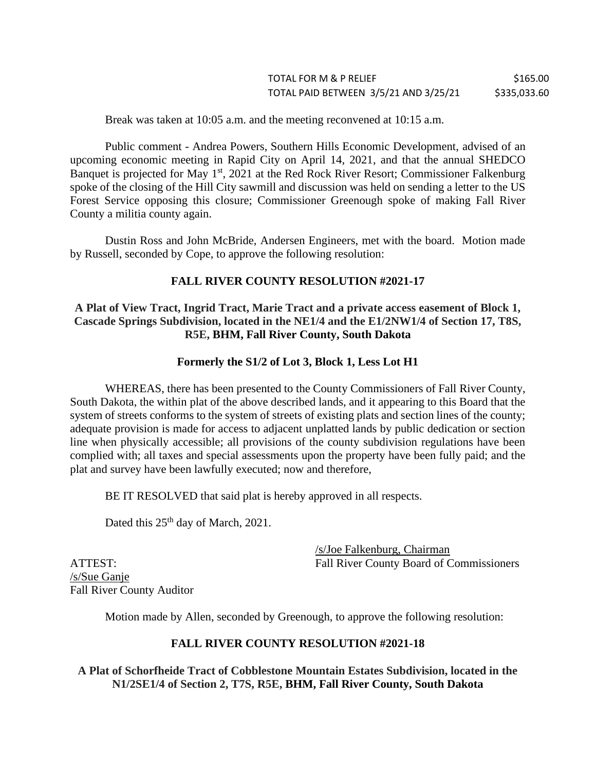| | |
|---|---|
| TOTAL FOR M & P RELIEF | $165.00 |
| TOTAL PAID BETWEEN 3/5/21 AND 3/25/21 | $335,033.60 |

Break was taken at 10:05 a.m. and the meeting reconvened at 10:15 a.m.

Public comment - Andrea Powers, Southern Hills Economic Development, advised of an upcoming economic meeting in Rapid City on April 14, 2021, and that the annual SHEDCO Banquet is projected for May 1st, 2021 at the Red Rock River Resort; Commissioner Falkenburg spoke of the closing of the Hill City sawmill and discussion was held on sending a letter to the US Forest Service opposing this closure; Commissioner Greenough spoke of making Fall River County a militia county again.

Dustin Ross and John McBride, Andersen Engineers, met with the board. Motion made by Russell, seconded by Cope, to approve the following resolution:

**FALL RIVER COUNTY RESOLUTION #2021-17**

**A Plat of View Tract, Ingrid Tract, Marie Tract and a private access easement of Block 1, Cascade Springs Subdivision, located in the NE1/4 and the E1/2NW1/4 of Section 17, T8S, R5E, BHM, Fall River County, South Dakota**

**Formerly the S1/2 of Lot 3, Block 1, Less Lot H1**

WHEREAS, there has been presented to the County Commissioners of Fall River County, South Dakota, the within plat of the above described lands, and it appearing to this Board that the system of streets conforms to the system of streets of existing plats and section lines of the county; adequate provision is made for access to adjacent unplatted lands by public dedication or section line when physically accessible; all provisions of the county subdivision regulations have been complied with; all taxes and special assessments upon the property have been fully paid; and the plat and survey have been lawfully executed; now and therefore,

BE IT RESOLVED that said plat is hereby approved in all respects.

Dated this 25th day of March, 2021.

/s/Joe Falkenburg, Chairman
Fall River County Board of Commissioners

ATTEST:
/s/Sue Ganje
Fall River County Auditor

Motion made by Allen, seconded by Greenough, to approve the following resolution:

**FALL RIVER COUNTY RESOLUTION #2021-18**

**A Plat of Schorfheide Tract of Cobblestone Mountain Estates Subdivision, located in the N1/2SE1/4 of Section 2, T7S, R5E, BHM, Fall River County, South Dakota**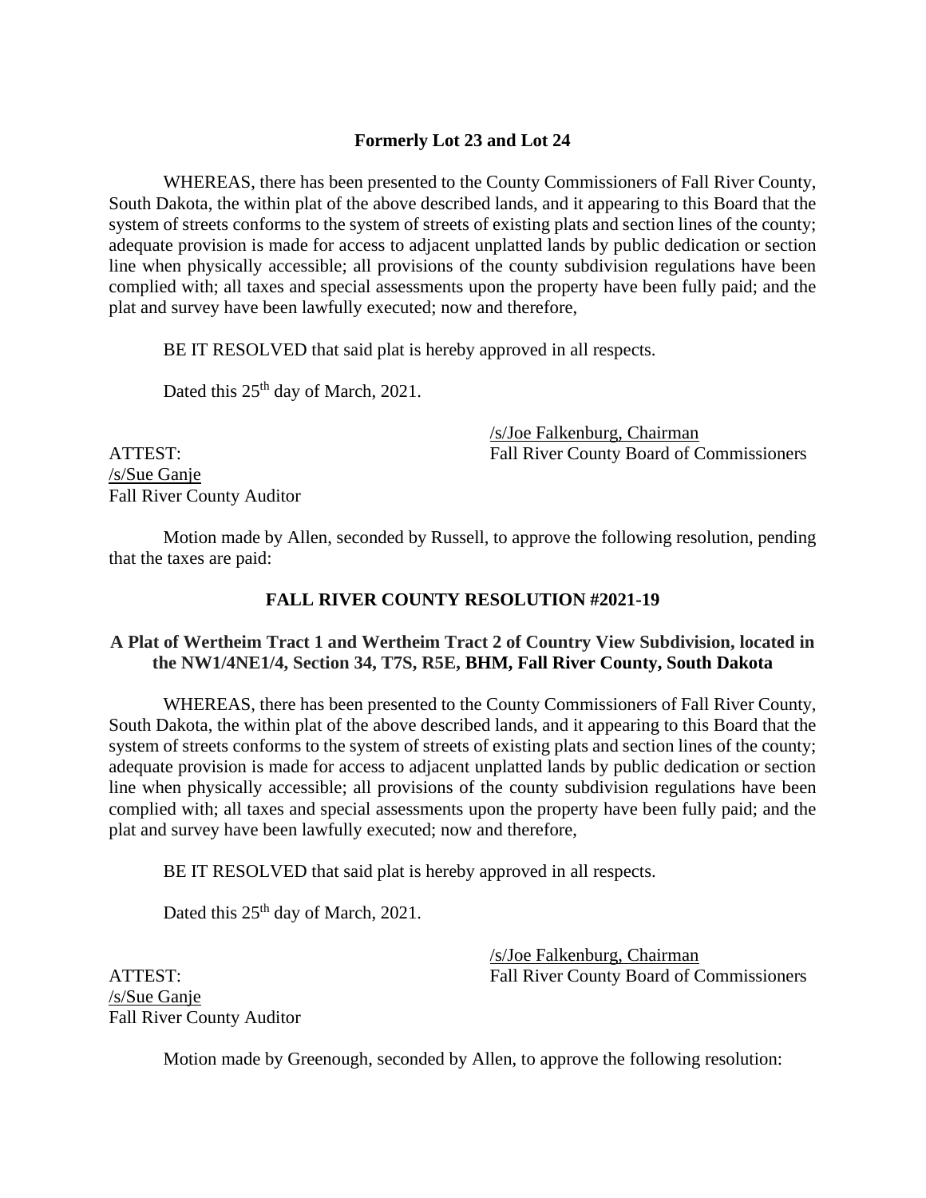**Formerly Lot 23 and Lot 24**

WHEREAS, there has been presented to the County Commissioners of Fall River County, South Dakota, the within plat of the above described lands, and it appearing to this Board that the system of streets conforms to the system of streets of existing plats and section lines of the county; adequate provision is made for access to adjacent unplatted lands by public dedication or section line when physically accessible; all provisions of the county subdivision regulations have been complied with; all taxes and special assessments upon the property have been fully paid; and the plat and survey have been lawfully executed; now and therefore,

BE IT RESOLVED that said plat is hereby approved in all respects.

Dated this 25th day of March, 2021.

/s/Joe Falkenburg, Chairman
Fall River County Board of Commissioners

ATTEST:
/s/Sue Ganje
Fall River County Auditor

Motion made by Allen, seconded by Russell, to approve the following resolution, pending that the taxes are paid:

**FALL RIVER COUNTY RESOLUTION #2021-19**

**A Plat of Wertheim Tract 1 and Wertheim Tract 2 of Country View Subdivision, located in the NW1/4NE1/4, Section 34, T7S, R5E, BHM, Fall River County, South Dakota**

WHEREAS, there has been presented to the County Commissioners of Fall River County, South Dakota, the within plat of the above described lands, and it appearing to this Board that the system of streets conforms to the system of streets of existing plats and section lines of the county; adequate provision is made for access to adjacent unplatted lands by public dedication or section line when physically accessible; all provisions of the county subdivision regulations have been complied with; all taxes and special assessments upon the property have been fully paid; and the plat and survey have been lawfully executed; now and therefore,

BE IT RESOLVED that said plat is hereby approved in all respects.

Dated this 25th day of March, 2021.

/s/Joe Falkenburg, Chairman
Fall River County Board of Commissioners

ATTEST:
/s/Sue Ganje
Fall River County Auditor

Motion made by Greenough, seconded by Allen, to approve the following resolution: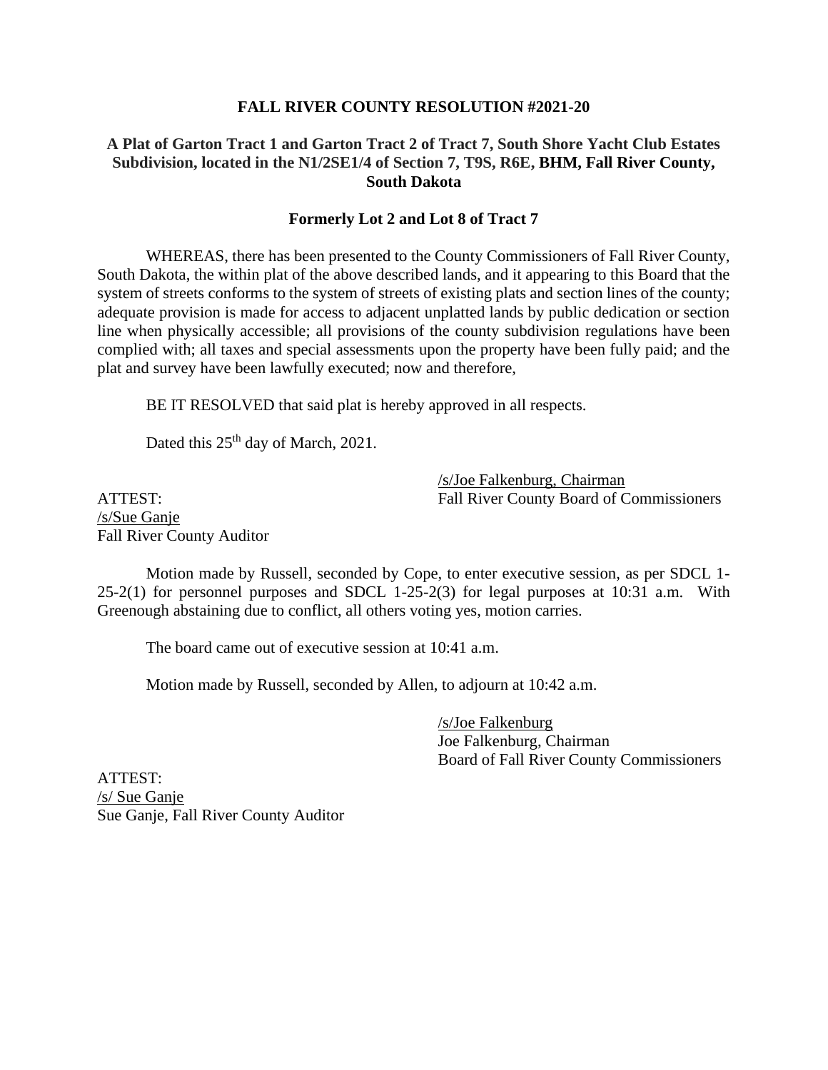**FALL RIVER COUNTY RESOLUTION #2021-20**

**A Plat of Garton Tract 1 and Garton Tract 2 of Tract 7, South Shore Yacht Club Estates Subdivision, located in the N1/2SE1/4 of Section 7, T9S, R6E, BHM, Fall River County, South Dakota**

**Formerly Lot 2 and Lot 8 of Tract 7**

WHEREAS, there has been presented to the County Commissioners of Fall River County, South Dakota, the within plat of the above described lands, and it appearing to this Board that the system of streets conforms to the system of streets of existing plats and section lines of the county; adequate provision is made for access to adjacent unplatted lands by public dedication or section line when physically accessible; all provisions of the county subdivision regulations have been complied with; all taxes and special assessments upon the property have been fully paid; and the plat and survey have been lawfully executed; now and therefore,

BE IT RESOLVED that said plat is hereby approved in all respects.

Dated this 25th day of March, 2021.

/s/Joe Falkenburg, Chairman
Fall River County Board of Commissioners

ATTEST:
/s/Sue Ganje
Fall River County Auditor

Motion made by Russell, seconded by Cope, to enter executive session, as per SDCL 1-25-2(1) for personnel purposes and SDCL 1-25-2(3) for legal purposes at 10:31 a.m. With Greenough abstaining due to conflict, all others voting yes, motion carries.

The board came out of executive session at 10:41 a.m.

Motion made by Russell, seconded by Allen, to adjourn at 10:42 a.m.

/s/Joe Falkenburg
Joe Falkenburg, Chairman
Board of Fall River County Commissioners

ATTEST:
/s/ Sue Ganje
Sue Ganje, Fall River County Auditor